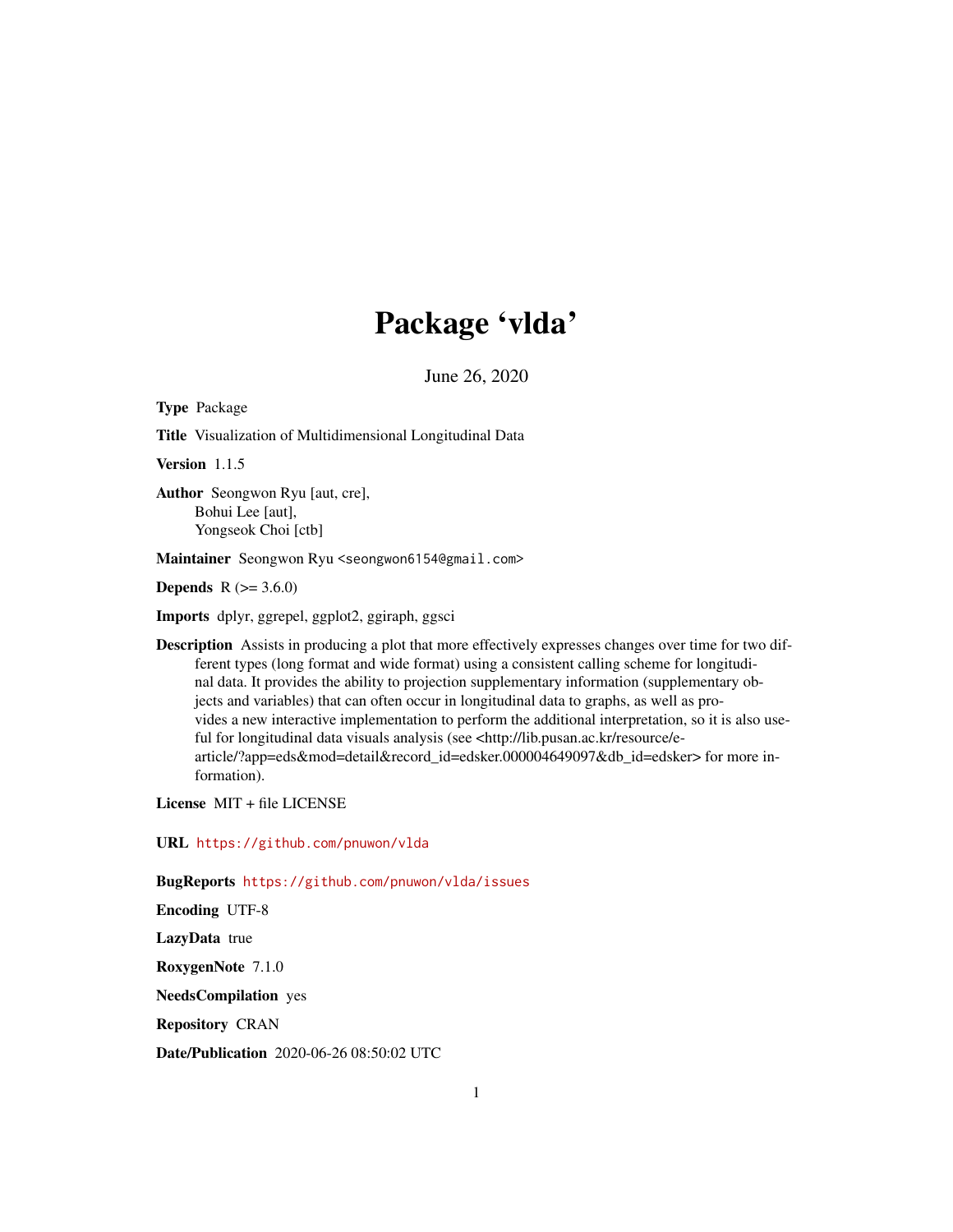# Package 'vlda'

June 26, 2020

**Type** Package

**Title** Visualization of Multidimensional Longitudinal Data

**Version** 1.1.5

**Author** Seongwon Ryu [aut, cre],
Bohui Lee [aut],
Yongseok Choi [ctb]

**Maintainer** Seongwon Ryu <seongwon6154@gmail.com>

**Depends** R (>= 3.6.0)

**Imports** dplyr, ggrepel, ggplot2, ggiraph, ggsci

**Description** Assists in producing a plot that more effectively expresses changes over time for two different types (long format and wide format) using a consistent calling scheme for longitudinal data. It provides the ability to projection supplementary information (supplementary objects and variables) that can often occur in longitudinal data to graphs, as well as provides a new interactive implementation to perform the additional interpretation, so it is also useful for longitudinal data visuals analysis (see <http://lib.pusan.ac.kr/resource/e-article/?app=eds&mod=detail&record_id=edsker.000004649097&db_id=edsker> for more information).

**License** MIT + file LICENSE

**URL** https://github.com/pnuwon/vlda

**BugReports** https://github.com/pnuwon/vlda/issues

**Encoding** UTF-8

**LazyData** true

**RoxygenNote** 7.1.0

**NeedsCompilation** yes

**Repository** CRAN

**Date/Publication** 2020-06-26 08:50:02 UTC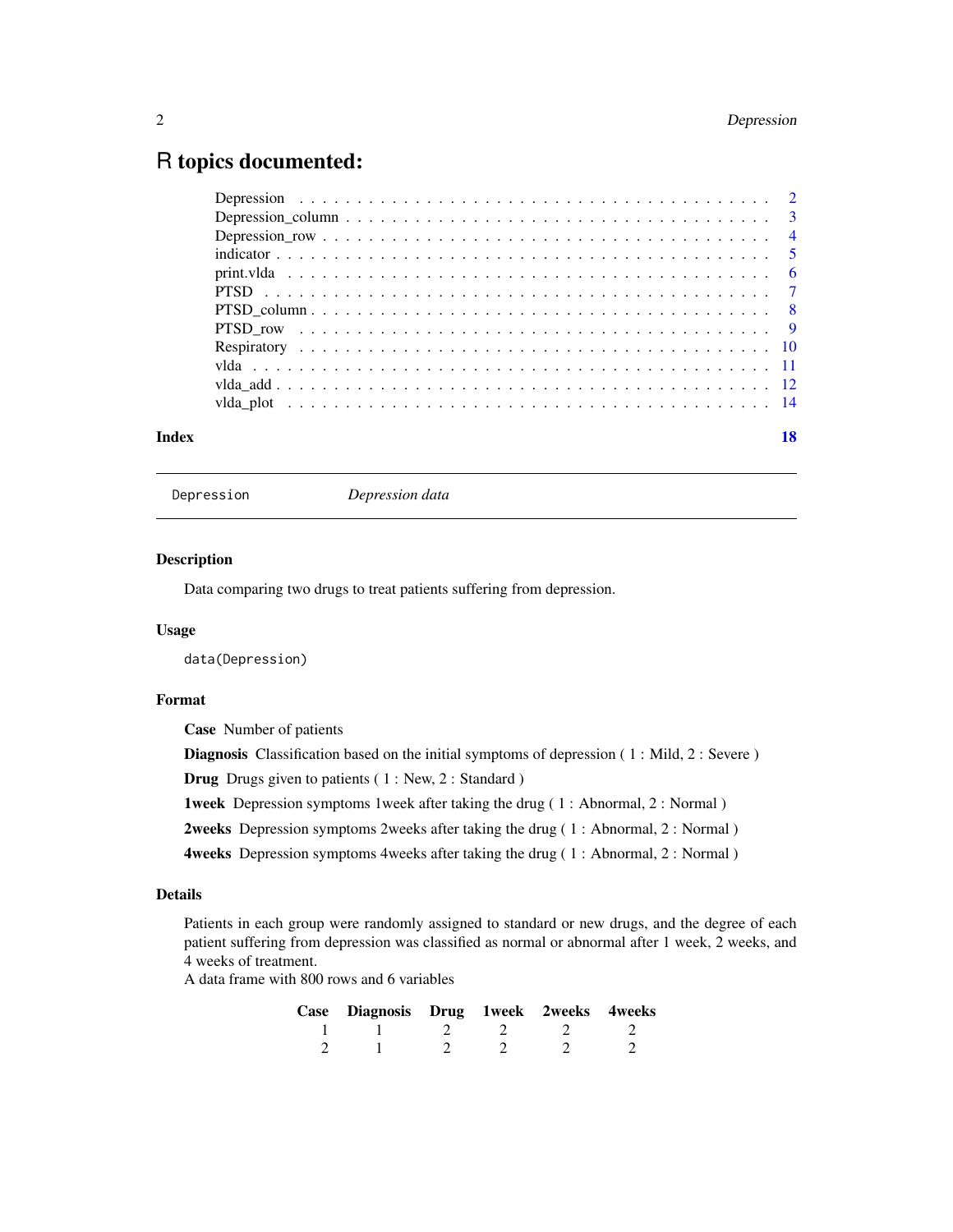# R topics documented:

| | |
|---|---|
| Depression | 2 |
| Depression_column | 3 |
| Depression_row | 4 |
| indicator | 5 |
| print.vlda | 6 |
| PTSD | 7 |
| PTSD_column | 8 |
| PTSD_row | 9 |
| Respiratory | 10 |
| vlda | 11 |
| vlda_add | 12 |
| vlda_plot | 14 |

**Index** **18**

---

`Depression` *Depression data*

---

### Description

Data comparing two drugs to treat patients suffering from depression.

### Usage

```
data(Depression)
```

### Format

**Case** Number of patients

**Diagnosis** Classification based on the initial symptoms of depression ( 1 : Mild, 2 : Severe )

**Drug** Drugs given to patients ( 1 : New, 2 : Standard )

**1week** Depression symptoms 1week after taking the drug ( 1 : Abnormal, 2 : Normal )

**2weeks** Depression symptoms 2weeks after taking the drug ( 1 : Abnormal, 2 : Normal )

**4weeks** Depression symptoms 4weeks after taking the drug ( 1 : Abnormal, 2 : Normal )

### Details

Patients in each group were randomly assigned to standard or new drugs, and the degree of each patient suffering from depression was classified as normal or abnormal after 1 week, 2 weeks, and 4 weeks of treatment.
A data frame with 800 rows and 6 variables

| Case | Diagnosis | Drug | 1week | 2weeks | 4weeks |
|---|---|---|---|---|---|
| 1 | 1 | 2 | 2 | 2 | 2 |
| 2 | 1 | 2 | 2 | 2 | 2 |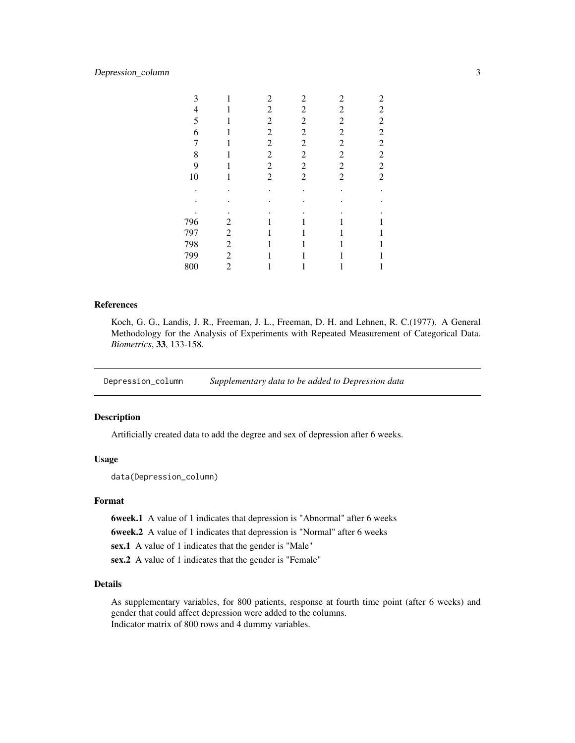| | | | | | |
|---|---|---|---|---|---|
| 3 | 1 | 2 | 2 | 2 | 2 |
| 4 | 1 | 2 | 2 | 2 | 2 |
| 5 | 1 | 2 | 2 | 2 | 2 |
| 6 | 1 | 2 | 2 | 2 | 2 |
| 7 | 1 | 2 | 2 | 2 | 2 |
| 8 | 1 | 2 | 2 | 2 | 2 |
| 9 | 1 | 2 | 2 | 2 | 2 |
| 10 | 1 | 2 | 2 | 2 | 2 |
| . | . | . | . | . | . |
| . | . | . | . | . | . |
| . | . | . | . | . | . |
| 796 | 2 | 1 | 1 | 1 | 1 |
| 797 | 2 | 1 | 1 | 1 | 1 |
| 798 | 2 | 1 | 1 | 1 | 1 |
| 799 | 2 | 1 | 1 | 1 | 1 |
| 800 | 2 | 1 | 1 | 1 | 1 |

### References

Koch, G. G., Landis, J. R., Freeman, J. L., Freeman, D. H. and Lehnen, R. C.(1977). A General Methodology for the Analysis of Experiments with Repeated Measurement of Categorical Data. *Biometrics*, **33**, 133-158.

---

## Depression_column — *Supplementary data to be added to Depression data*

### Description

Artificially created data to add the degree and sex of depression after 6 weeks.

### Usage

```
data(Depression_column)
```

### Format

**6week.1** A value of 1 indicates that depression is "Abnormal" after 6 weeks

**6week.2** A value of 1 indicates that depression is "Normal" after 6 weeks

**sex.1** A value of 1 indicates that the gender is "Male"

**sex.2** A value of 1 indicates that the gender is "Female"

### Details

As supplementary variables, for 800 patients, response at fourth time point (after 6 weeks) and gender that could affect depression were added to the columns.
Indicator matrix of 800 rows and 4 dummy variables.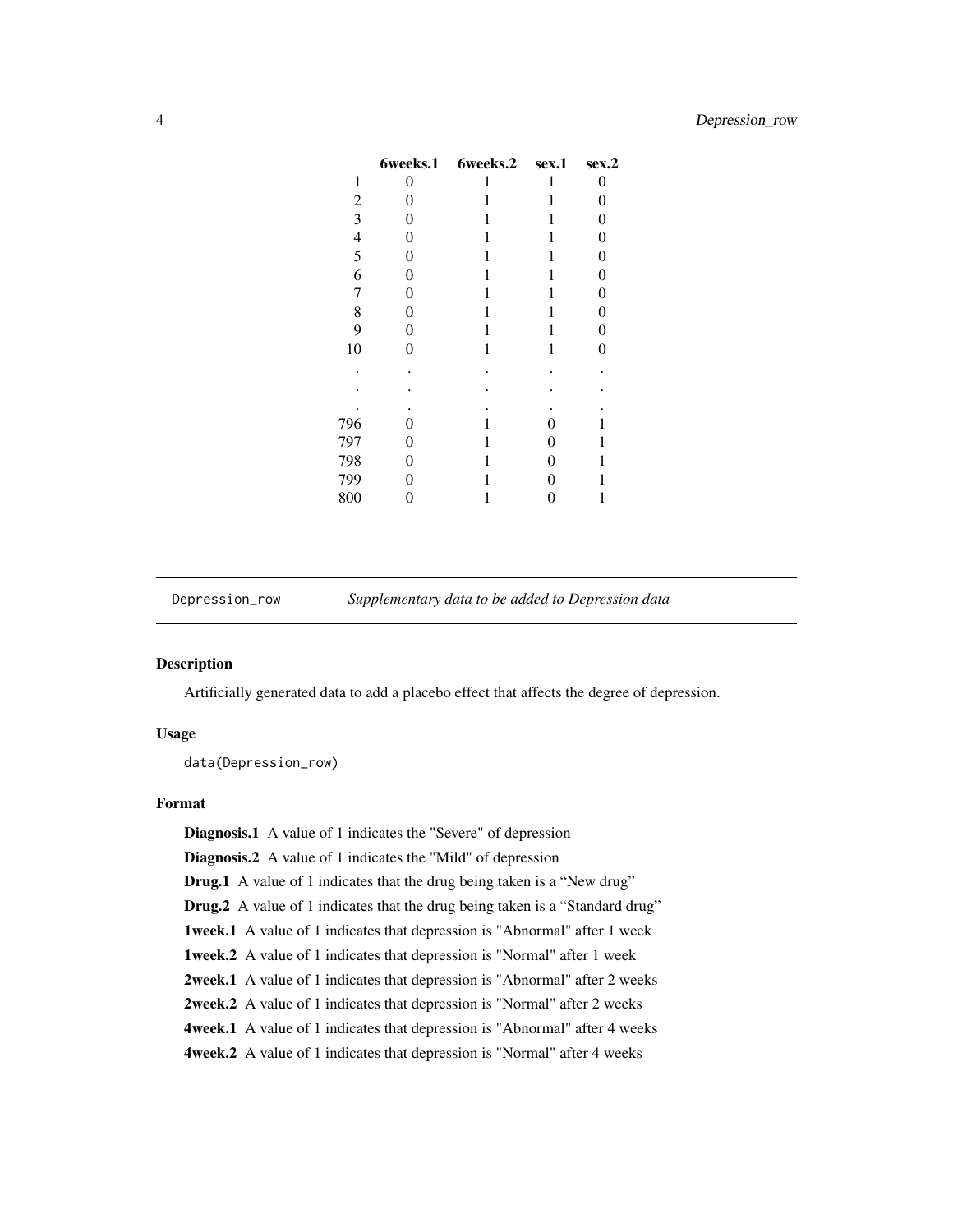| | 6weeks.1 | 6weeks.2 | sex.1 | sex.2 |
|---|---|---|---|---|
| 1 | 0 | 1 | 1 | 0 |
| 2 | 0 | 1 | 1 | 0 |
| 3 | 0 | 1 | 1 | 0 |
| 4 | 0 | 1 | 1 | 0 |
| 5 | 0 | 1 | 1 | 0 |
| 6 | 0 | 1 | 1 | 0 |
| 7 | 0 | 1 | 1 | 0 |
| 8 | 0 | 1 | 1 | 0 |
| 9 | 0 | 1 | 1 | 0 |
| 10 | 0 | 1 | 1 | 0 |
| . | . | . | . | . |
| . | . | . | . | . |
| . | . | . | . | . |
| 796 | 0 | 1 | 0 | 1 |
| 797 | 0 | 1 | 0 | 1 |
| 798 | 0 | 1 | 0 | 1 |
| 799 | 0 | 1 | 0 | 1 |
| 800 | 0 | 1 | 0 | 1 |

---

`Depression_row` *Supplementary data to be added to Depression data*

### Description

Artificially generated data to add a placebo effect that affects the degree of depression.

### Usage

```
data(Depression_row)
```

### Format

**Diagnosis.1** A value of 1 indicates the "Severe" of depression

**Diagnosis.2** A value of 1 indicates the "Mild" of depression

**Drug.1** A value of 1 indicates that the drug being taken is a “New drug”

**Drug.2** A value of 1 indicates that the drug being taken is a “Standard drug”

**1week.1** A value of 1 indicates that depression is "Abnormal" after 1 week

**1week.2** A value of 1 indicates that depression is "Normal" after 1 week

**2week.1** A value of 1 indicates that depression is "Abnormal" after 2 weeks

**2week.2** A value of 1 indicates that depression is "Normal" after 2 weeks

**4week.1** A value of 1 indicates that depression is "Abnormal" after 4 weeks

**4week.2** A value of 1 indicates that depression is "Normal" after 4 weeks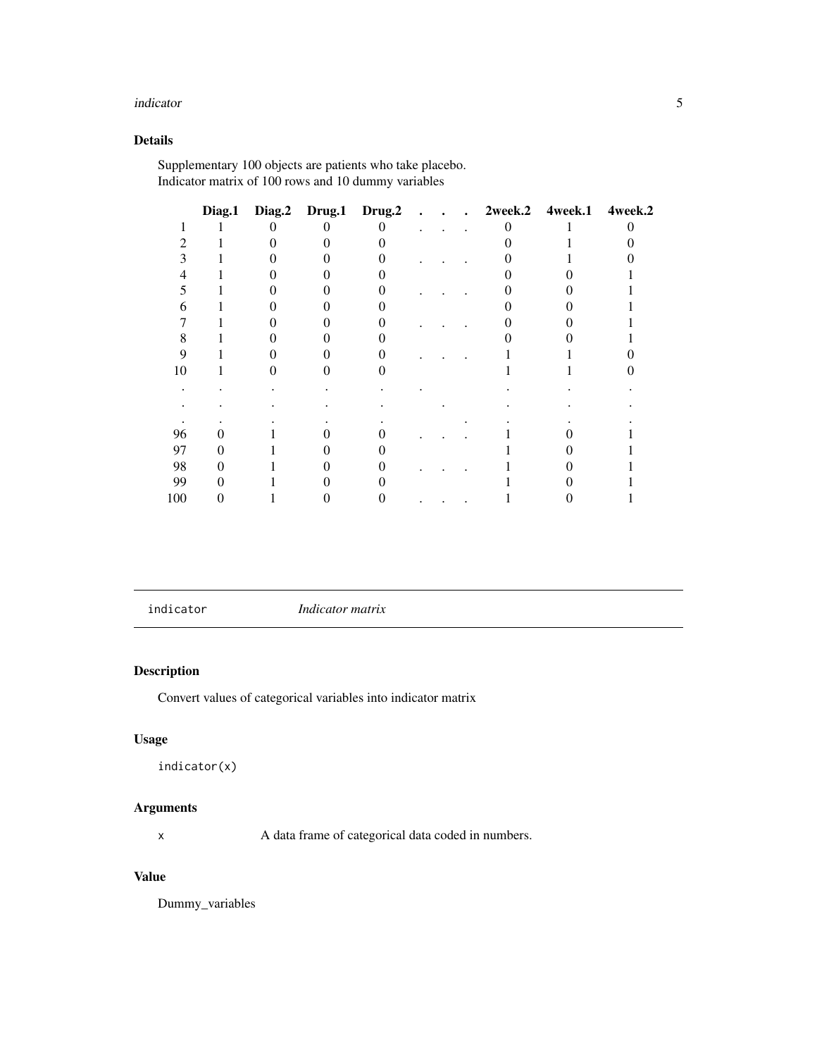## Details

Supplementary 100 objects are patients who take placebo.
Indicator matrix of 100 rows and 10 dummy variables

| | Diag.1 | Diag.2 | Drug.1 | Drug.2 | . | . | . | 2week.2 | 4week.1 | 4week.2 |
|---|---|---|---|---|---|---|---|---|---|---|
| 1 | 1 | 0 | 0 | 0 | . | . | . | 0 | 1 | 0 |
| 2 | 1 | 0 | 0 | 0 | | | | 0 | 1 | 0 |
| 3 | 1 | 0 | 0 | 0 | . | . | . | 0 | 1 | 0 |
| 4 | 1 | 0 | 0 | 0 | | | | 0 | 0 | 1 |
| 5 | 1 | 0 | 0 | 0 | . | . | . | 0 | 0 | 1 |
| 6 | 1 | 0 | 0 | 0 | | | | 0 | 0 | 1 |
| 7 | 1 | 0 | 0 | 0 | . | . | . | 0 | 0 | 1 |
| 8 | 1 | 0 | 0 | 0 | | | | 0 | 0 | 1 |
| 9 | 1 | 0 | 0 | 0 | . | . | . | 1 | 1 | 0 |
| 10 | 1 | 0 | 0 | 0 | | | | 1 | 1 | 0 |
| . | . | . | . | . | . | | | . | . | . |
| . | . | . | . | . | | . | | . | . | . |
| . | . | . | . | . | | | . | . | . | . |
| 96 | 0 | 1 | 0 | 0 | . | . | . | 1 | 0 | 1 |
| 97 | 0 | 1 | 0 | 0 | | | | 1 | 0 | 1 |
| 98 | 0 | 1 | 0 | 0 | . | . | . | 1 | 0 | 1 |
| 99 | 0 | 1 | 0 | 0 | | | | 1 | 0 | 1 |
| 100 | 0 | 1 | 0 | 0 | . | . | . | 1 | 0 | 1 |

---

`indicator` *Indicator matrix*

---

## Description

Convert values of categorical variables into indicator matrix

## Usage

```
indicator(x)
```

## Arguments

`x` A data frame of categorical data coded in numbers.

## Value

Dummy_variables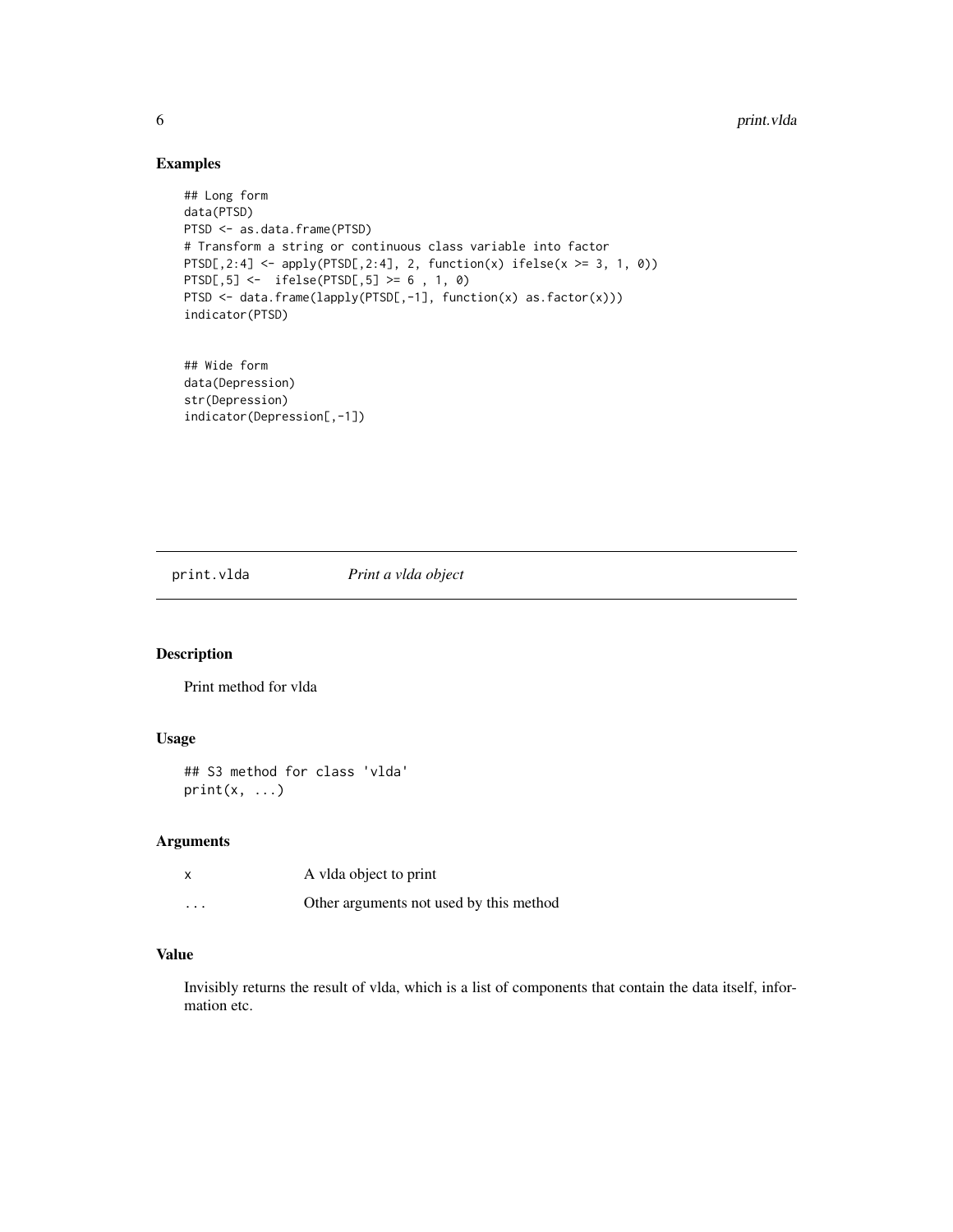## Examples

```
## Long form
data(PTSD)
PTSD <- as.data.frame(PTSD)
# Transform a string or continuous class variable into factor
PTSD[,2:4] <- apply(PTSD[,2:4], 2, function(x) ifelse(x >= 3, 1, 0))
PTSD[,5] <-  ifelse(PTSD[,5] >= 6 , 1, 0)
PTSD <- data.frame(lapply(PTSD[,-1], function(x) as.factor(x)))
indicator(PTSD)


## Wide form
data(Depression)
str(Depression)
indicator(Depression[,-1])
```

---

# print.vlda — *Print a vlda object*

---

## Description

Print method for vlda

## Usage

```
## S3 method for class 'vlda'
print(x, ...)
```

## Arguments

| | |
|---|---|
| x | A vlda object to print |
| ... | Other arguments not used by this method |

## Value

Invisibly returns the result of vlda, which is a list of components that contain the data itself, information etc.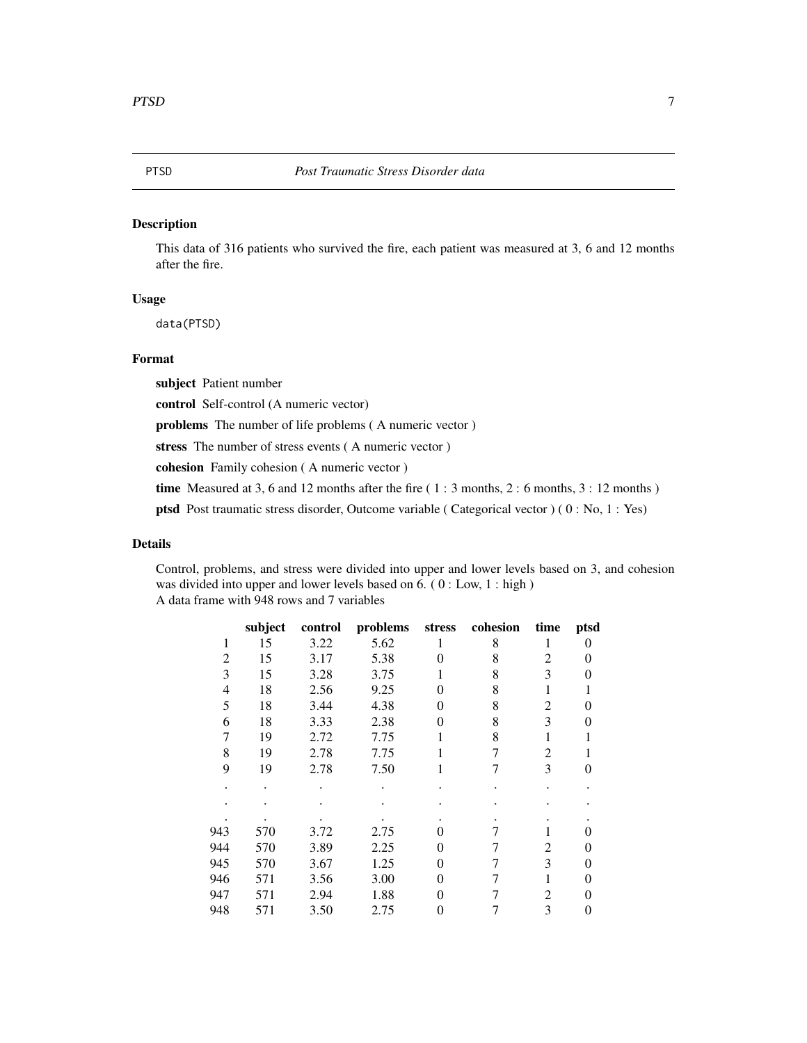PTSD *Post Traumatic Stress Disorder data*

## Description

This data of 316 patients who survived the fire, each patient was measured at 3, 6 and 12 months after the fire.

## Usage

```
data(PTSD)
```

## Format

**subject** Patient number

**control** Self-control (A numeric vector)

**problems** The number of life problems ( A numeric vector )

**stress** The number of stress events ( A numeric vector )

**cohesion** Family cohesion ( A numeric vector )

**time** Measured at 3, 6 and 12 months after the fire ( 1 : 3 months, 2 : 6 months, 3 : 12 months )

**ptsd** Post traumatic stress disorder, Outcome variable ( Categorical vector ) ( 0 : No, 1 : Yes)

## Details

Control, problems, and stress were divided into upper and lower levels based on 3, and cohesion was divided into upper and lower levels based on 6. ( 0 : Low, 1 : high )
A data frame with 948 rows and 7 variables

| | subject | control | problems | stress | cohesion | time | ptsd |
|---|---|---|---|---|---|---|---|
| 1 | 15 | 3.22 | 5.62 | 1 | 8 | 1 | 0 |
| 2 | 15 | 3.17 | 5.38 | 0 | 8 | 2 | 0 |
| 3 | 15 | 3.28 | 3.75 | 1 | 8 | 3 | 0 |
| 4 | 18 | 2.56 | 9.25 | 0 | 8 | 1 | 1 |
| 5 | 18 | 3.44 | 4.38 | 0 | 8 | 2 | 0 |
| 6 | 18 | 3.33 | 2.38 | 0 | 8 | 3 | 0 |
| 7 | 19 | 2.72 | 7.75 | 1 | 8 | 1 | 1 |
| 8 | 19 | 2.78 | 7.75 | 1 | 7 | 2 | 1 |
| 9 | 19 | 2.78 | 7.50 | 1 | 7 | 3 | 0 |
| . | . | . | . | . | . | . | . |
| . | . | . | . | . | . | . | . |
| . | . | . | . | . | . | . | . |
| 943 | 570 | 3.72 | 2.75 | 0 | 7 | 1 | 0 |
| 944 | 570 | 3.89 | 2.25 | 0 | 7 | 2 | 0 |
| 945 | 570 | 3.67 | 1.25 | 0 | 7 | 3 | 0 |
| 946 | 571 | 3.56 | 3.00 | 0 | 7 | 1 | 0 |
| 947 | 571 | 2.94 | 1.88 | 0 | 7 | 2 | 0 |
| 948 | 571 | 3.50 | 2.75 | 0 | 7 | 3 | 0 |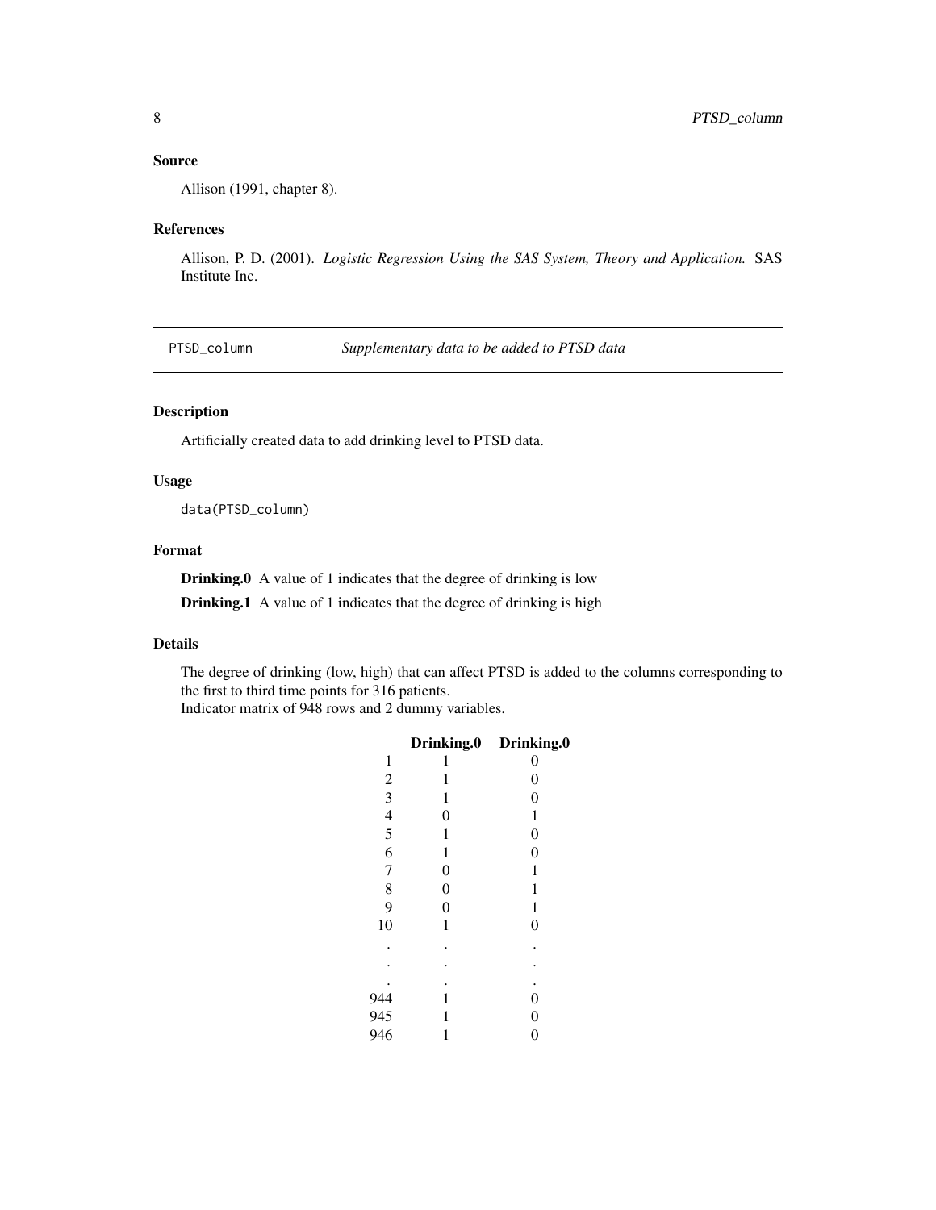## Source

Allison (1991, chapter 8).

## References

Allison, P. D. (2001). *Logistic Regression Using the SAS System, Theory and Application.* SAS Institute Inc.

---

PTSD_column    *Supplementary data to be added to PTSD data*

---

## Description

Artificially created data to add drinking level to PTSD data.

## Usage

```
data(PTSD_column)
```

## Format

**Drinking.0** A value of 1 indicates that the degree of drinking is low

**Drinking.1** A value of 1 indicates that the degree of drinking is high

## Details

The degree of drinking (low, high) that can affect PTSD is added to the columns corresponding to the first to third time points for 316 patients.
Indicator matrix of 948 rows and 2 dummy variables.

| | **Drinking.0** | **Drinking.0** |
|---|---|---|
| 1 | 1 | 0 |
| 2 | 1 | 0 |
| 3 | 1 | 0 |
| 4 | 0 | 1 |
| 5 | 1 | 0 |
| 6 | 1 | 0 |
| 7 | 0 | 1 |
| 8 | 0 | 1 |
| 9 | 0 | 1 |
| 10 | 1 | 0 |
| . | . | . |
| . | . | . |
| . | . | . |
| 944 | 1 | 0 |
| 945 | 1 | 0 |
| 946 | 1 | 0 |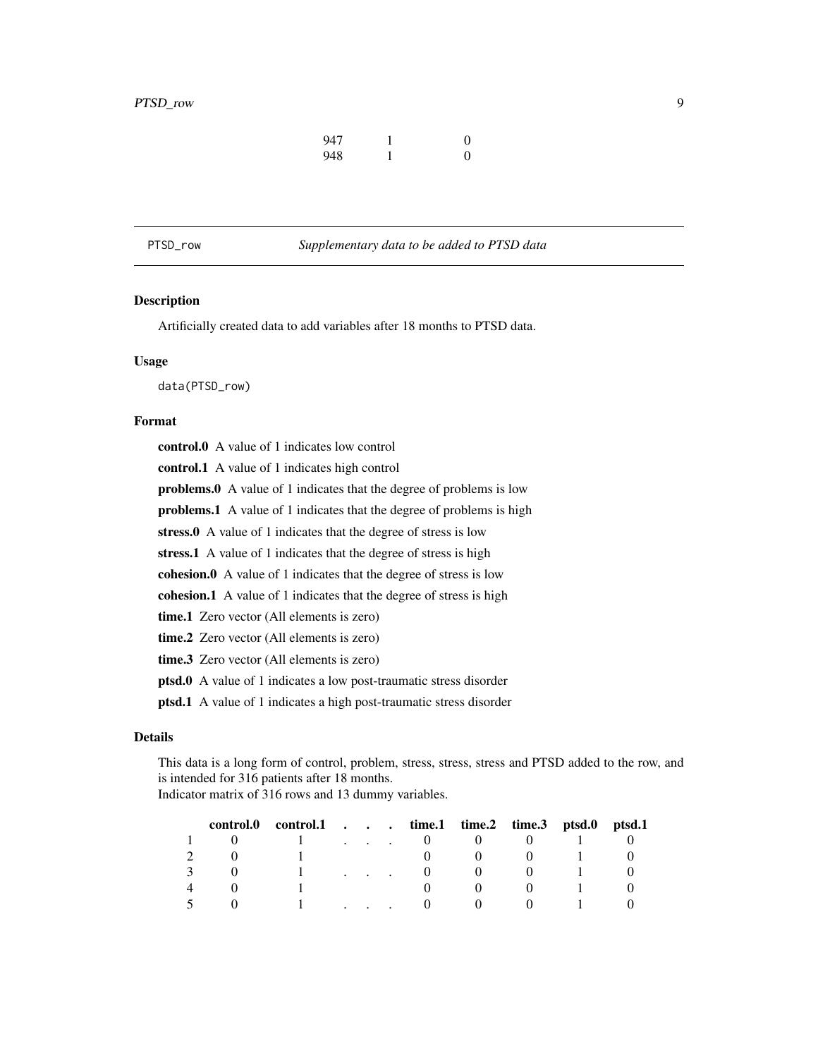| | | |
|---|---|---|
| 947 | 1 | 0 |
| 948 | 1 | 0 |

---

PTSD_row — *Supplementary data to be added to PTSD data*

---

### Description

Artificially created data to add variables after 18 months to PTSD data.

### Usage

```
data(PTSD_row)
```

### Format

**control.0** A value of 1 indicates low control

**control.1** A value of 1 indicates high control

**problems.0** A value of 1 indicates that the degree of problems is low

**problems.1** A value of 1 indicates that the degree of problems is high

**stress.0** A value of 1 indicates that the degree of stress is low

**stress.1** A value of 1 indicates that the degree of stress is high

**cohesion.0** A value of 1 indicates that the degree of stress is low

**cohesion.1** A value of 1 indicates that the degree of stress is high

**time.1** Zero vector (All elements is zero)

**time.2** Zero vector (All elements is zero)

**time.3** Zero vector (All elements is zero)

**ptsd.0** A value of 1 indicates a low post-traumatic stress disorder

**ptsd.1** A value of 1 indicates a high post-traumatic stress disorder

### Details

This data is a long form of control, problem, stress, stress, stress and PTSD added to the row, and is intended for 316 patients after 18 months.
Indicator matrix of 316 rows and 13 dummy variables.

| | control.0 | control.1 | . | . | . | time.1 | time.2 | time.3 | ptsd.0 | ptsd.1 |
|---|---|---|---|---|---|---|---|---|---|---|
| 1 | 0 | 1 | . | . | . | 0 | 0 | 0 | 1 | 0 |
| 2 | 0 | 1 | | | | 0 | 0 | 0 | 1 | 0 |
| 3 | 0 | 1 | . | . | . | 0 | 0 | 0 | 1 | 0 |
| 4 | 0 | 1 | | | | 0 | 0 | 0 | 1 | 0 |
| 5 | 0 | 1 | . | . | . | 0 | 0 | 0 | 1 | 0 |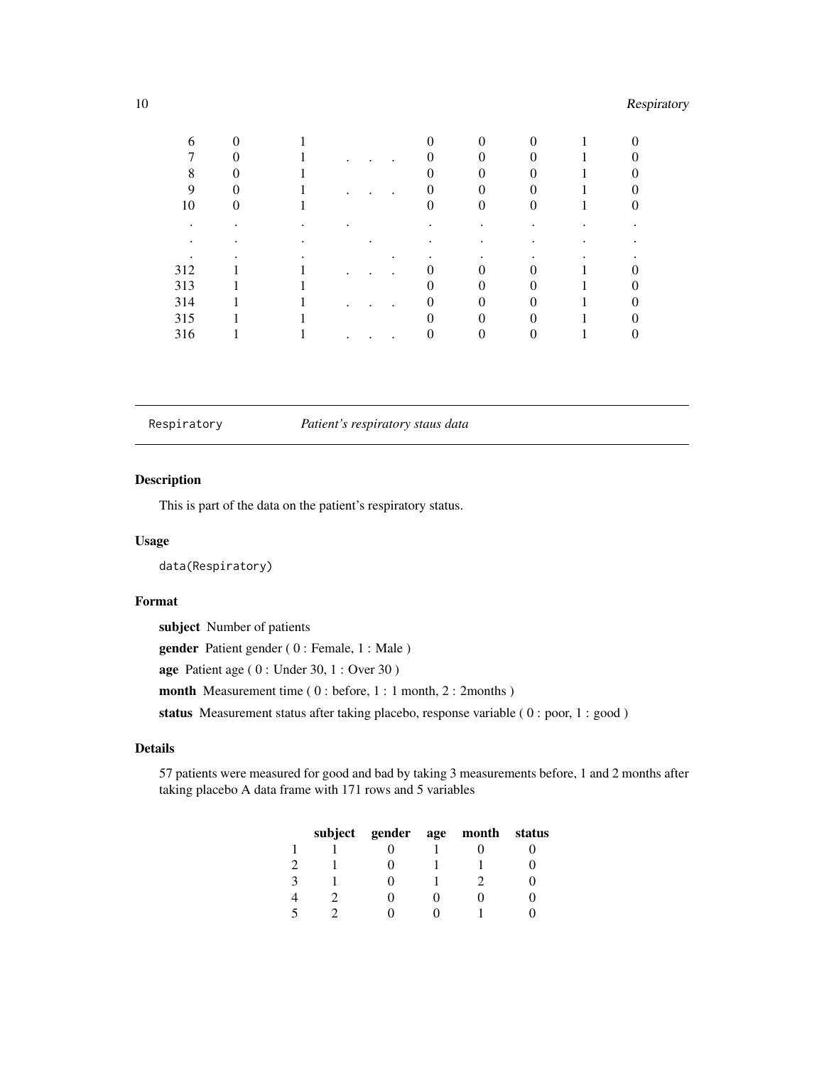| | | | | | | | | |
|---|---|---|---|---|---|---|---|---|
| 6 | 0 | 1 | | 0 | 0 | 0 | 1 | 0 |
| 7 | 0 | 1 | . . . | 0 | 0 | 0 | 1 | 0 |
| 8 | 0 | 1 | | 0 | 0 | 0 | 1 | 0 |
| 9 | 0 | 1 | . . . | 0 | 0 | 0 | 1 | 0 |
| 10 | 0 | 1 | | 0 | 0 | 0 | 1 | 0 |
| . | . | . | . | . | . | . | . | . |
| . | . | . | . | . | . | . | . | . |
| . | . | . | . | . | . | . | . | . |
| 312 | 1 | 1 | . . . | 0 | 0 | 0 | 1 | 0 |
| 313 | 1 | 1 | | 0 | 0 | 0 | 1 | 0 |
| 314 | 1 | 1 | . . . | 0 | 0 | 0 | 1 | 0 |
| 315 | 1 | 1 | | 0 | 0 | 0 | 1 | 0 |
| 316 | 1 | 1 | . . . | 0 | 0 | 0 | 1 | 0 |

---

## Respiratory *Patient's respiratory staus data*

### Description

This is part of the data on the patient's respiratory status.

### Usage

```
data(Respiratory)
```

### Format

**subject** Number of patients

**gender** Patient gender ( 0 : Female, 1 : Male )

**age** Patient age ( 0 : Under 30, 1 : Over 30 )

**month** Measurement time ( 0 : before, 1 : 1 month, 2 : 2months )

**status** Measurement status after taking placebo, response variable ( 0 : poor, 1 : good )

### Details

57 patients were measured for good and bad by taking 3 measurements before, 1 and 2 months after taking placebo A data frame with 171 rows and 5 variables

| | subject | gender | age | month | status |
|---|---|---|---|---|---|
| 1 | 1 | 0 | 1 | 0 | 0 |
| 2 | 1 | 0 | 1 | 1 | 0 |
| 3 | 1 | 0 | 1 | 2 | 0 |
| 4 | 2 | 0 | 0 | 0 | 0 |
| 5 | 2 | 0 | 0 | 1 | 0 |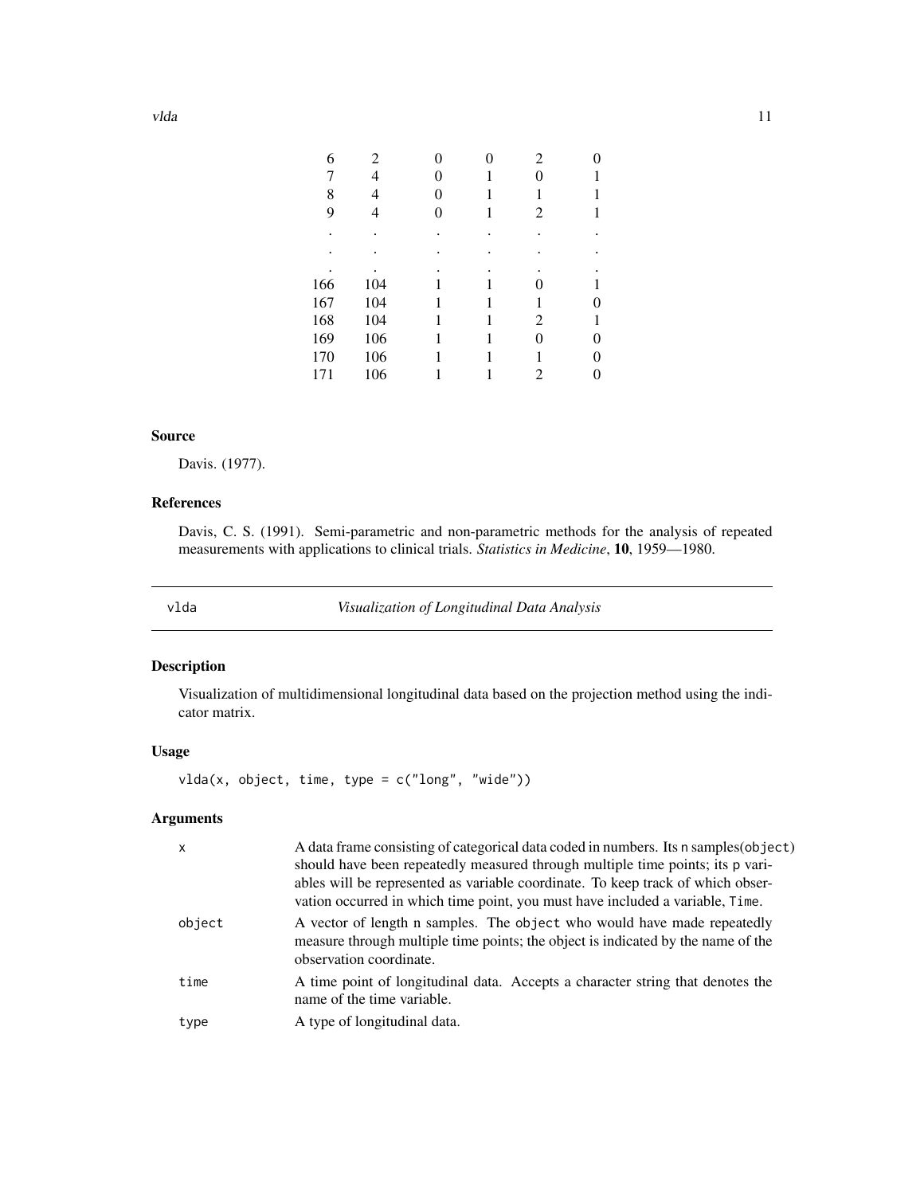| | | | | | |
|---|---|---|---|---|---|
| 6 | 2 | 0 | 0 | 2 | 0 |
| 7 | 4 | 0 | 1 | 0 | 1 |
| 8 | 4 | 0 | 1 | 1 | 1 |
| 9 | 4 | 0 | 1 | 2 | 1 |
| . | . | . | . | . | . |
| . | . | . | . | . | . |
| . | . | . | . | . | . |
| 166 | 104 | 1 | 1 | 0 | 1 |
| 167 | 104 | 1 | 1 | 1 | 0 |
| 168 | 104 | 1 | 1 | 2 | 1 |
| 169 | 106 | 1 | 1 | 0 | 0 |
| 170 | 106 | 1 | 1 | 1 | 0 |
| 171 | 106 | 1 | 1 | 2 | 0 |

### Source

Davis. (1977).

### References

Davis, C. S. (1991). Semi-parametric and non-parametric methods for the analysis of repeated measurements with applications to clinical trials. *Statistics in Medicine*, **10**, 1959—1980.

---

## vlda — *Visualization of Longitudinal Data Analysis*

### Description

Visualization of multidimensional longitudinal data based on the projection method using the indicator matrix.

### Usage

```
vlda(x, object, time, type = c("long", "wide"))
```

### Arguments

| | |
|---|---|
| `x` | A data frame consisting of categorical data coded in numbers. Its `n` samples(`object`) should have been repeatedly measured through multiple time points; its `p` variables will be represented as variable coordinate. To keep track of which observation occurred in which time point, you must have included a variable, `Time`. |
| `object` | A vector of length n samples. The `object` who would have made repeatedly measure through multiple time points; the object is indicated by the name of the observation coordinate. |
| `time` | A time point of longitudinal data. Accepts a character string that denotes the name of the time variable. |
| `type` | A type of longitudinal data. |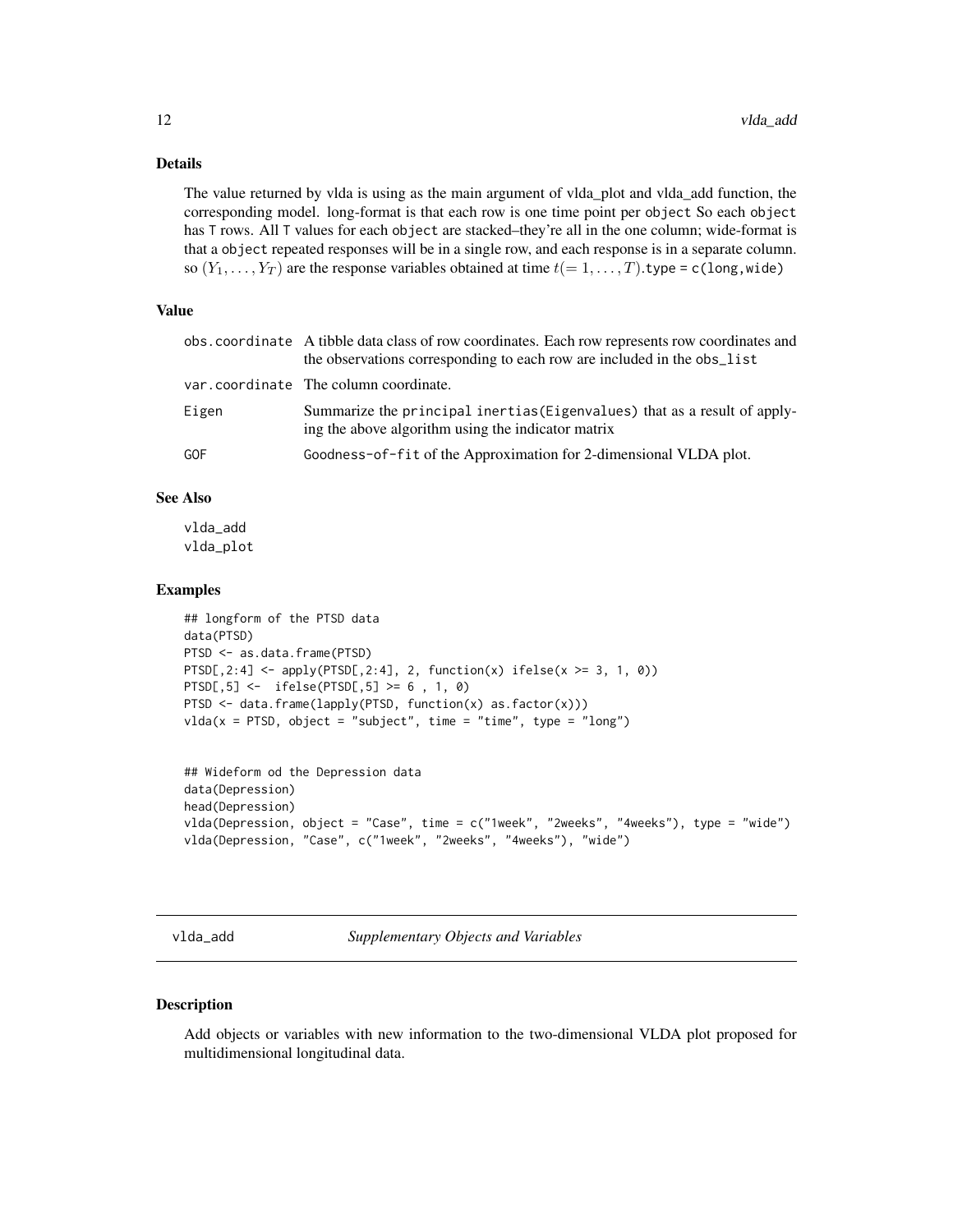## Details

The value returned by vlda is using as the main argument of vlda_plot and vlda_add function, the corresponding model. long-format is that each row is one time point per `object` So each `object` has `T` rows. All `T` values for each `object` are stacked–they're all in the one column; wide-format is that a `object` repeated responses will be in a single row, and each response is in a separate column. so $(Y_1, \ldots, Y_T)$ are the response variables obtained at time $t(= 1, \ldots, T)$.`type = c(long,wide)`

## Value

| | |
|---|---|
| `obs.coordinate` | A tibble data class of row coordinates. Each row represents row coordinates and the observations corresponding to each row are included in the `obs_list` |
| `var.coordinate` | The column coordinate. |
| `Eigen` | Summarize the `principal inertias(Eigenvalues)` that as a result of applying the above algorithm using the indicator matrix |
| `GOF` | `Goodness-of-fit` of the Approximation for 2-dimensional VLDA plot. |

## See Also

`vlda_add`
`vlda_plot`

## Examples

```
## longform of the PTSD data
data(PTSD)
PTSD <- as.data.frame(PTSD)
PTSD[,2:4] <- apply(PTSD[,2:4], 2, function(x) ifelse(x >= 3, 1, 0))
PTSD[,5] <-  ifelse(PTSD[,5] >= 6 , 1, 0)
PTSD <- data.frame(lapply(PTSD, function(x) as.factor(x)))
vlda(x = PTSD, object = "subject", time = "time", type = "long")


## Wideform od the Depression data
data(Depression)
head(Depression)
vlda(Depression, object = "Case", time = c("1week", "2weeks", "4weeks"), type = "wide")
vlda(Depression, "Case", c("1week", "2weeks", "4weeks"), "wide")
```

---

# vlda_add — *Supplementary Objects and Variables*

## Description

Add objects or variables with new information to the two-dimensional VLDA plot proposed for multidimensional longitudinal data.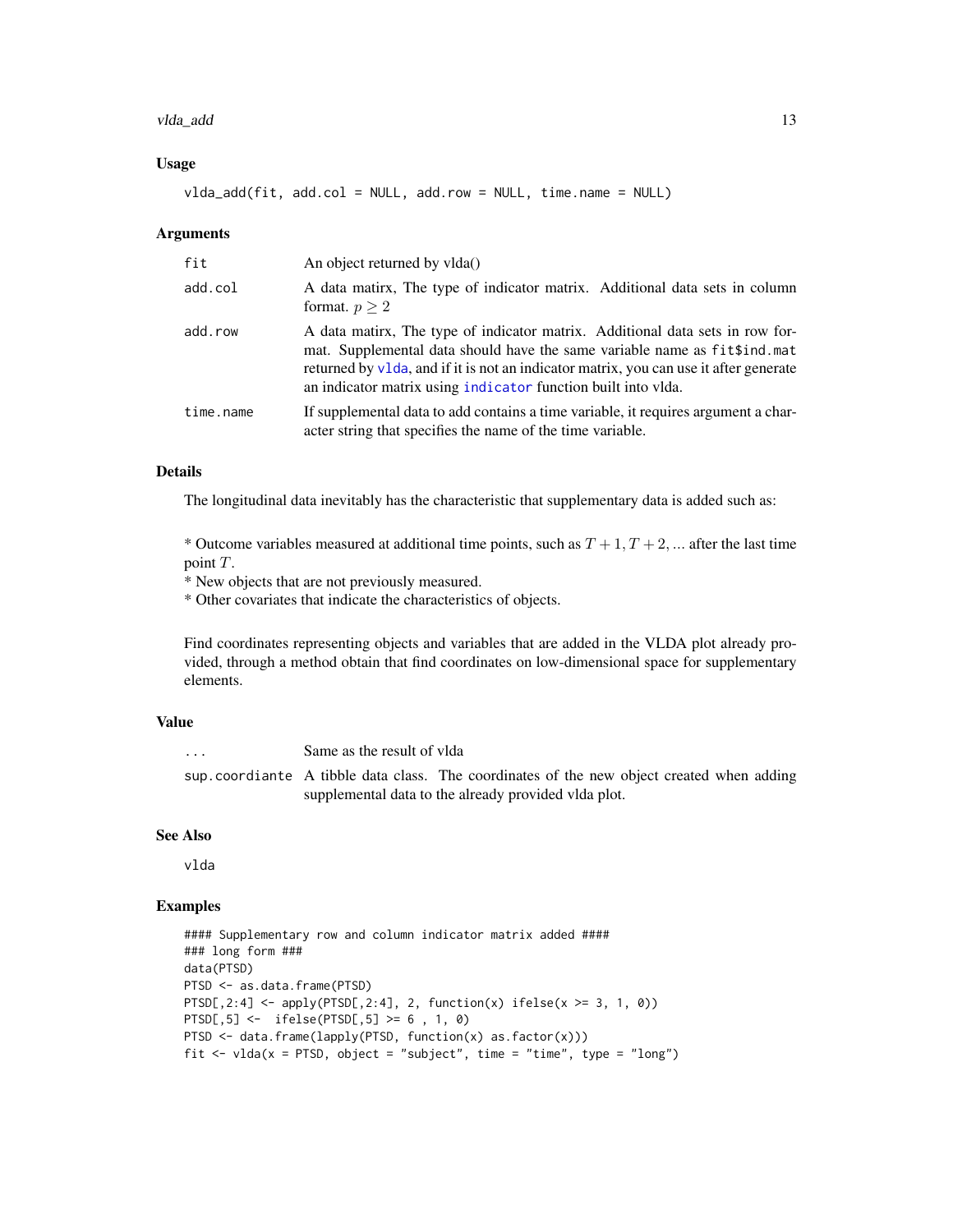## Usage

```
vlda_add(fit, add.col = NULL, add.row = NULL, time.name = NULL)
```

## Arguments

| | |
|---|---|
| fit | An object returned by vlda() |
| add.col | A data matirx, The type of indicator matrix. Additional data sets in column format. $p \geq 2$ |
| add.row | A data matirx, The type of indicator matrix. Additional data sets in row format. Supplemental data should have the same variable name as fit$ind.mat returned by vlda, and if it is not an indicator matrix, you can use it after generate an indicator matrix using indicator function built into vlda. |
| time.name | If supplemental data to add contains a time variable, it requires argument a character string that specifies the name of the time variable. |

## Details

The longitudinal data inevitably has the characteristic that supplementary data is added such as:

* Outcome variables measured at additional time points, such as $T+1, T+2, ...$ after the last time point $T$.
* New objects that are not previously measured.
* Other covariates that indicate the characteristics of objects.

Find coordinates representing objects and variables that are added in the VLDA plot already provided, through a method obtain that find coordinates on low-dimensional space for supplementary elements.

## Value

| | |
|---|---|
| ... | Same as the result of vlda |
| sup.coordiante | A tibble data class. The coordinates of the new object created when adding supplemental data to the already provided vlda plot. |

## See Also

vlda

## Examples

```
#### Supplementary row and column indicator matrix added ####
### long form ###
data(PTSD)
PTSD <- as.data.frame(PTSD)
PTSD[,2:4] <- apply(PTSD[,2:4], 2, function(x) ifelse(x >= 3, 1, 0))
PTSD[,5] <-  ifelse(PTSD[,5] >= 6 , 1, 0)
PTSD <- data.frame(lapply(PTSD, function(x) as.factor(x)))
fit <- vlda(x = PTSD, object = "subject", time = "time", type = "long")
```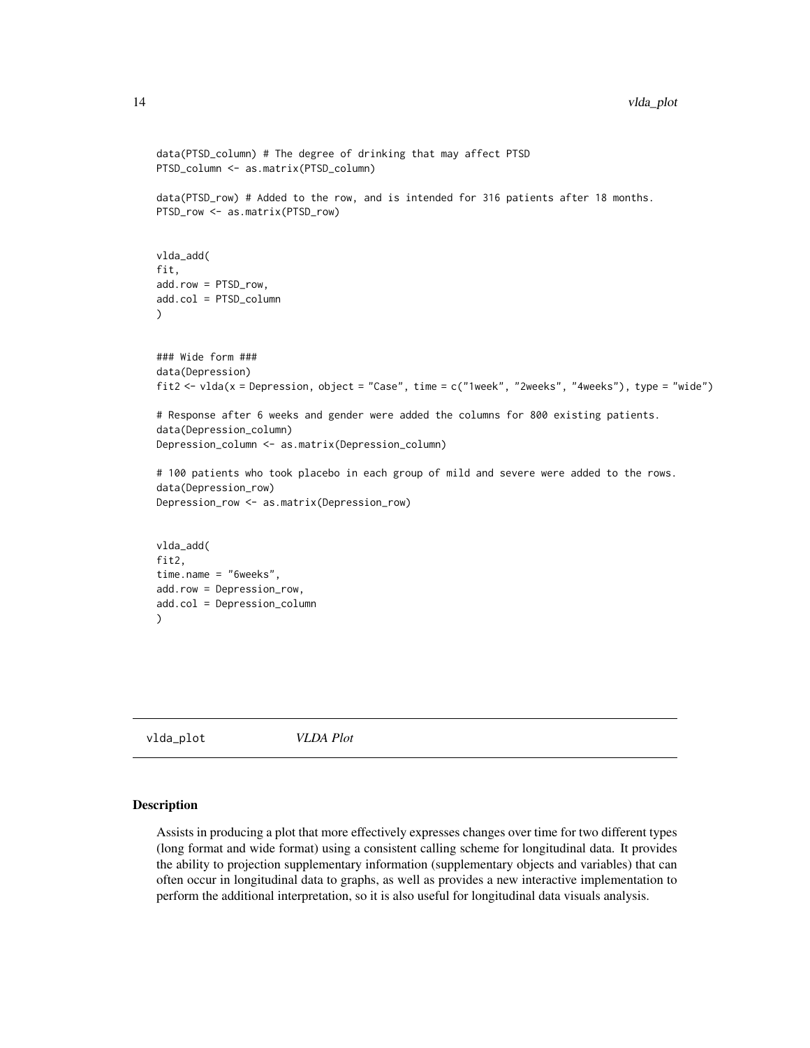```
data(PTSD_column) # The degree of drinking that may affect PTSD
PTSD_column <- as.matrix(PTSD_column)

data(PTSD_row) # Added to the row, and is intended for 316 patients after 18 months.
PTSD_row <- as.matrix(PTSD_row)


vlda_add(
fit,
add.row = PTSD_row,
add.col = PTSD_column
)


### Wide form ###
data(Depression)
fit2 <- vlda(x = Depression, object = "Case", time = c("1week", "2weeks", "4weeks"), type = "wide")

# Response after 6 weeks and gender were added the columns for 800 existing patients.
data(Depression_column)
Depression_column <- as.matrix(Depression_column)

# 100 patients who took placebo in each group of mild and severe were added to the rows.
data(Depression_row)
Depression_row <- as.matrix(Depression_row)


vlda_add(
fit2,
time.name = "6weeks",
add.row = Depression_row,
add.col = Depression_column
)
```

## vlda_plot — *VLDA Plot*

### Description

Assists in producing a plot that more effectively expresses changes over time for two different types (long format and wide format) using a consistent calling scheme for longitudinal data. It provides the ability to projection supplementary information (supplementary objects and variables) that can often occur in longitudinal data to graphs, as well as provides a new interactive implementation to perform the additional interpretation, so it is also useful for longitudinal data visuals analysis.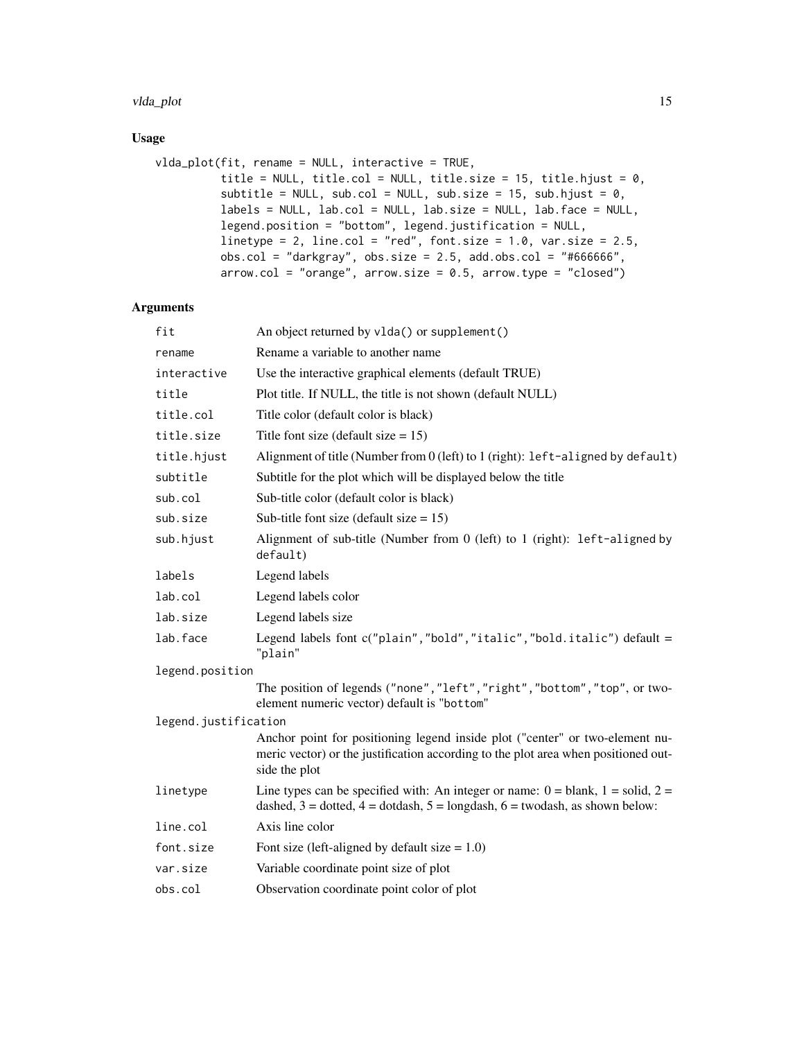## Usage

```
vlda_plot(fit, rename = NULL, interactive = TRUE,
          title = NULL, title.col = NULL, title.size = 15, title.hjust = 0,
          subtitle = NULL, sub.col = NULL, sub.size = 15, sub.hjust = 0,
          labels = NULL, lab.col = NULL, lab.size = NULL, lab.face = NULL,
          legend.position = "bottom", legend.justification = NULL,
          linetype = 2, line.col = "red", font.size = 1.0, var.size = 2.5,
          obs.col = "darkgray", obs.size = 2.5, add.obs.col = "#666666",
          arrow.col = "orange", arrow.size = 0.5, arrow.type = "closed")
```

## Arguments

| Argument | Description |
|---|---|
| `fit` | An object returned by `vlda()` or `supplement()` |
| `rename` | Rename a variable to another name |
| `interactive` | Use the interactive graphical elements (default TRUE) |
| `title` | Plot title. If NULL, the title is not shown (default NULL) |
| `title.col` | Title color (default color is black) |
| `title.size` | Title font size (default size = 15) |
| `title.hjust` | Alignment of title (Number from 0 (left) to 1 (right): `left-aligned` by `default`) |
| `subtitle` | Subtitle for the plot which will be displayed below the title |
| `sub.col` | Sub-title color (default color is black) |
| `sub.size` | Sub-title font size (default size = 15) |
| `sub.hjust` | Alignment of sub-title (Number from 0 (left) to 1 (right): `left-aligned` by `default`) |
| `labels` | Legend labels |
| `lab.col` | Legend labels color |
| `lab.size` | Legend labels size |
| `lab.face` | Legend labels font c("plain","bold","italic","bold.italic") default = "plain" |
| `legend.position` | The position of legends ("none","left","right","bottom","top", or two-element numeric vector) default is "bottom" |
| `legend.justification` | Anchor point for positioning legend inside plot ("center" or two-element numeric vector) or the justification according to the plot area when positioned outside the plot |
| `linetype` | Line types can be specified with: An integer or name: 0 = blank, 1 = solid, 2 = dashed, 3 = dotted, 4 = dotdash, 5 = longdash, 6 = twodash, as shown below: |
| `line.col` | Axis line color |
| `font.size` | Font size (left-aligned by default size = 1.0) |
| `var.size` | Variable coordinate point size of plot |
| `obs.col` | Observation coordinate point color of plot |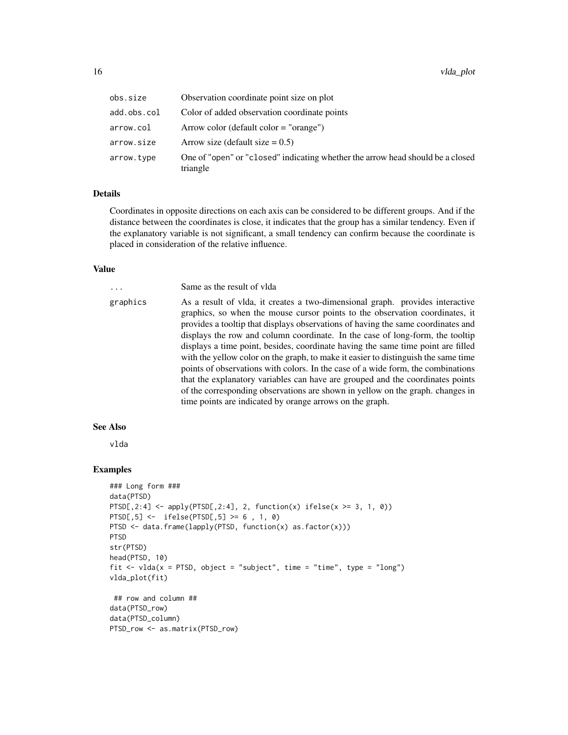| | |
|---|---|
| obs.size | Observation coordinate point size on plot |
| add.obs.col | Color of added observation coordinate points |
| arrow.col | Arrow color (default color = "orange") |
| arrow.size | Arrow size (default size = 0.5) |
| arrow.type | One of "open" or "closed" indicating whether the arrow head should be a closed triangle |

## Details

Coordinates in opposite directions on each axis can be considered to be different groups. And if the distance between the coordinates is close, it indicates that the group has a similar tendency. Even if the explanatory variable is not significant, a small tendency can confirm because the coordinate is placed in consideration of the relative influence.

## Value

| | |
|---|---|
| ... | Same as the result of vlda |
| graphics | As a result of vlda, it creates a two-dimensional graph. provides interactive graphics, so when the mouse cursor points to the observation coordinates, it provides a tooltip that displays observations of having the same coordinates and displays the row and column coordinate. In the case of long-form, the tooltip displays a time point, besides, coordinate having the same time point are filled with the yellow color on the graph, to make it easier to distinguish the same time points of observations with colors. In the case of a wide form, the combinations that the explanatory variables can have are grouped and the coordinates points of the corresponding observations are shown in yellow on the graph. changes in time points are indicated by orange arrows on the graph. |

## See Also

vlda

## Examples

```
### Long form ###
data(PTSD)
PTSD[,2:4] <- apply(PTSD[,2:4], 2, function(x) ifelse(x >= 3, 1, 0))
PTSD[,5] <-  ifelse(PTSD[,5] >= 6 , 1, 0)
PTSD <- data.frame(lapply(PTSD, function(x) as.factor(x)))
PTSD
str(PTSD)
head(PTSD, 10)
fit <- vlda(x = PTSD, object = "subject", time = "time", type = "long")
vlda_plot(fit)

 ## row and column ##
data(PTSD_row)
data(PTSD_column)
PTSD_row <- as.matrix(PTSD_row)
```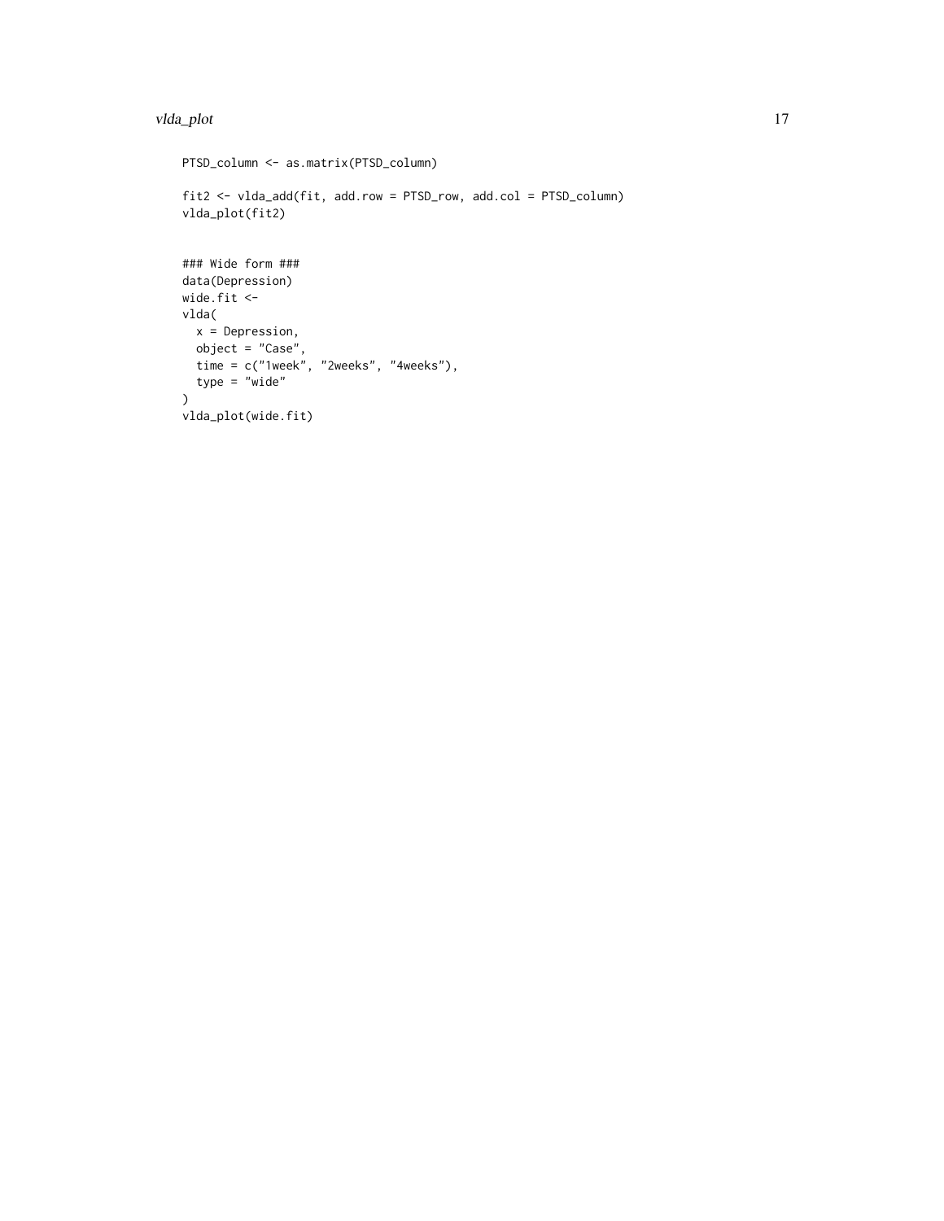```
PTSD_column <- as.matrix(PTSD_column)

fit2 <- vlda_add(fit, add.row = PTSD_row, add.col = PTSD_column)
vlda_plot(fit2)


### Wide form ###
data(Depression)
wide.fit <-
vlda(
  x = Depression,
  object = "Case",
  time = c("1week", "2weeks", "4weeks"),
  type = "wide"
)
vlda_plot(wide.fit)
```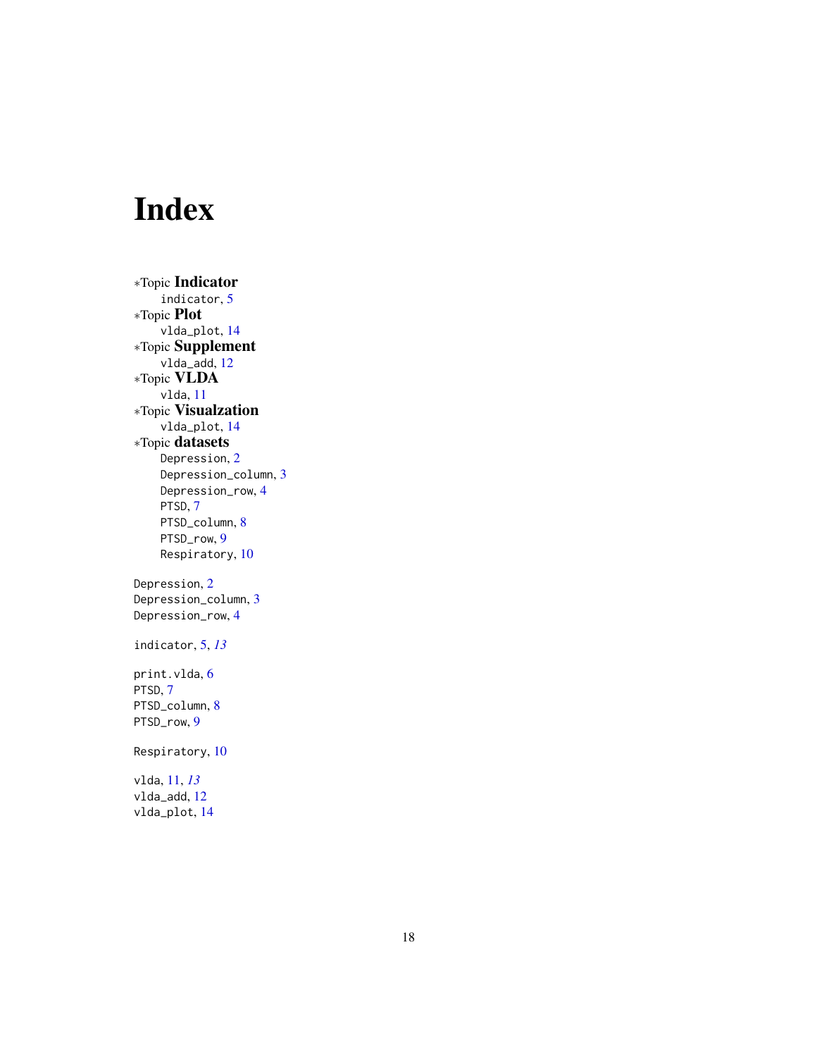# Index

∗Topic **Indicator**
  indicator, 5
∗Topic **Plot**
  vlda_plot, 14
∗Topic **Supplement**
  vlda_add, 12
∗Topic **VLDA**
  vlda, 11
∗Topic **Visualzation**
  vlda_plot, 14
∗Topic **datasets**
  Depression, 2
  Depression_column, 3
  Depression_row, 4
  PTSD, 7
  PTSD_column, 8
  PTSD_row, 9
  Respiratory, 10

Depression, 2
Depression_column, 3
Depression_row, 4

indicator, 5, *13*

print.vlda, 6
PTSD, 7
PTSD_column, 8
PTSD_row, 9

Respiratory, 10

vlda, 11, *13*
vlda_add, 12
vlda_plot, 14